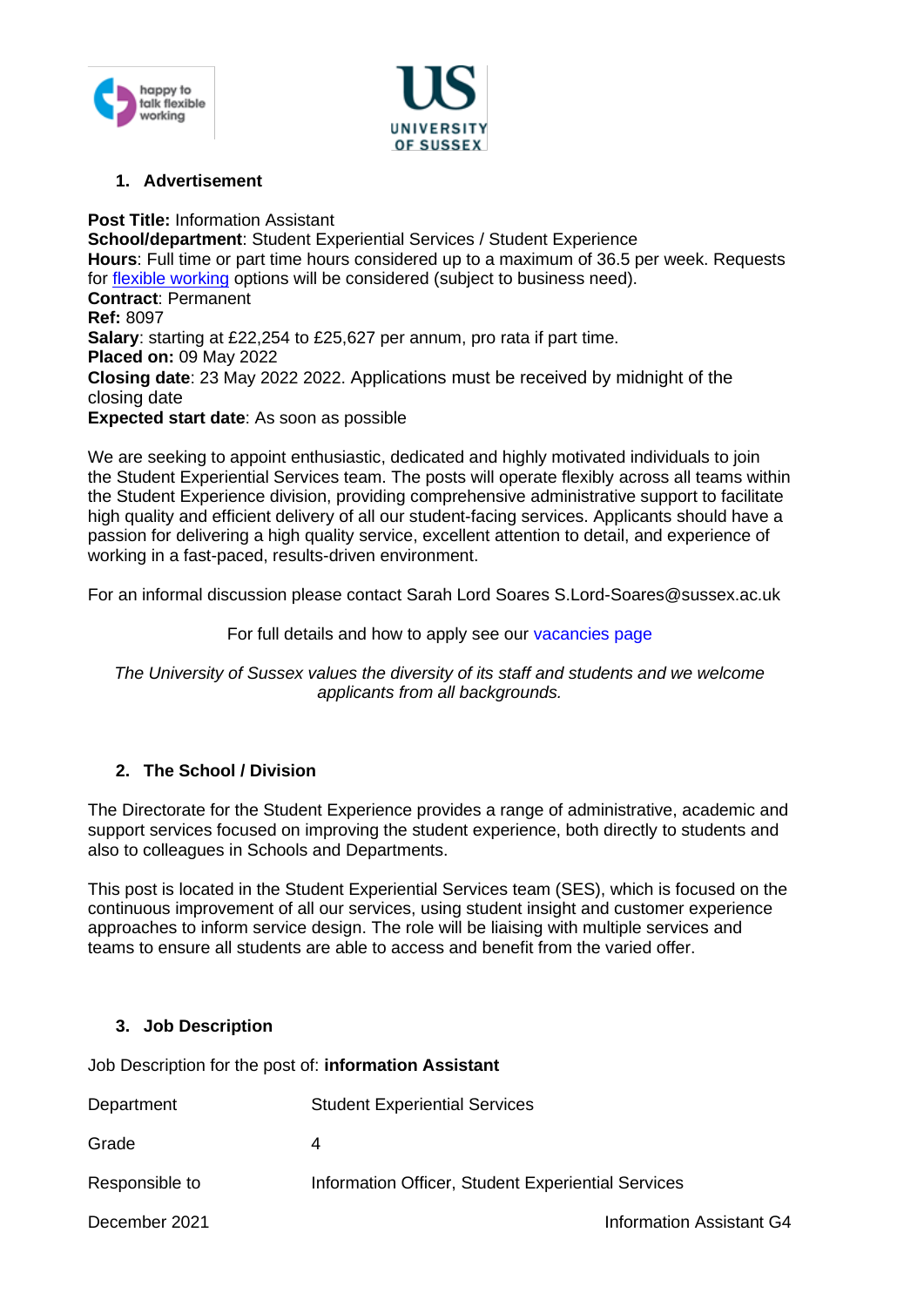## 1. Advertisement

**Post Title:** Information Assistant
**School/department**: Student Experiential Services / Student Experience
**Hours**: Full time or part time hours considered up to a maximum of 36.5 per week. Requests for flexible working options will be considered (subject to business need).
**Contract**: Permanent
**Ref:** 8097
**Salary**: starting at £22,254 to £25,627 per annum, pro rata if part time.
**Placed on:** 09 May 2022
**Closing date**: 23 May 2022 2022. Applications must be received by midnight of the closing date
**Expected start date**: As soon as possible

We are seeking to appoint enthusiastic, dedicated and highly motivated individuals to join the Student Experiential Services team. The posts will operate flexibly across all teams within the Student Experience division, providing comprehensive administrative support to facilitate high quality and efficient delivery of all our student-facing services. Applicants should have a passion for delivering a high quality service, excellent attention to detail, and experience of working in a fast-paced, results-driven environment.

For an informal discussion please contact Sarah Lord Soares S.Lord-Soares@sussex.ac.uk

For full details and how to apply see our vacancies page

*The University of Sussex values the diversity of its staff and students and we welcome applicants from all backgrounds.*

## 2. The School / Division

The Directorate for the Student Experience provides a range of administrative, academic and support services focused on improving the student experience, both directly to students and also to colleagues in Schools and Departments.

This post is located in the Student Experiential Services team (SES), which is focused on the continuous improvement of all our services, using student insight and customer experience approaches to inform service design. The role will be liaising with multiple services and teams to ensure all students are able to access and benefit from the varied offer.

## 3. Job Description

Job Description for the post of: **information Assistant**

| | |
|---|---|
| Department | Student Experiential Services |
| Grade | 4 |
| Responsible to | Information Officer, Student Experiential Services |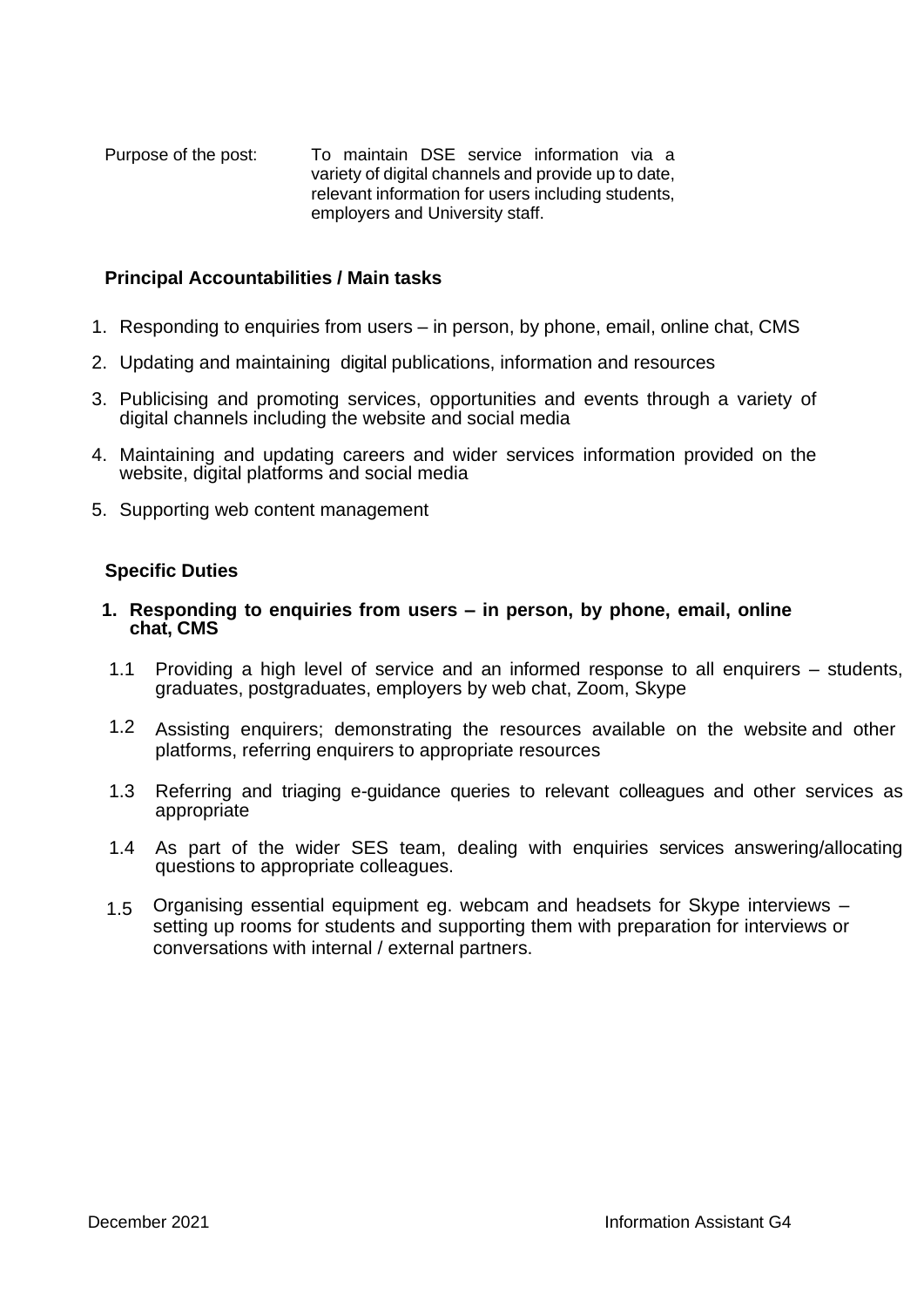Purpose of the post: To maintain DSE service information via a variety of digital channels and provide up to date, relevant information for users including students, employers and University staff.

**Principal Accountabilities / Main tasks**

1. Responding to enquiries from users – in person, by phone, email, online chat, CMS
2. Updating and maintaining digital publications, information and resources
3. Publicising and promoting services, opportunities and events through a variety of digital channels including the website and social media
4. Maintaining and updating careers and wider services information provided on the website, digital platforms and social media
5. Supporting web content management

**Specific Duties**

**1. Responding to enquiries from users – in person, by phone, email, online chat, CMS**

1.1 Providing a high level of service and an informed response to all enquirers – students, graduates, postgraduates, employers by web chat, Zoom, Skype

1.2 Assisting enquirers; demonstrating the resources available on the website and other platforms, referring enquirers to appropriate resources

1.3 Referring and triaging e-guidance queries to relevant colleagues and other services as appropriate

1.4 As part of the wider SES team, dealing with enquiries services answering/allocating questions to appropriate colleagues.

1.5 Organising essential equipment eg. webcam and headsets for Skype interviews – setting up rooms for students and supporting them with preparation for interviews or conversations with internal / external partners.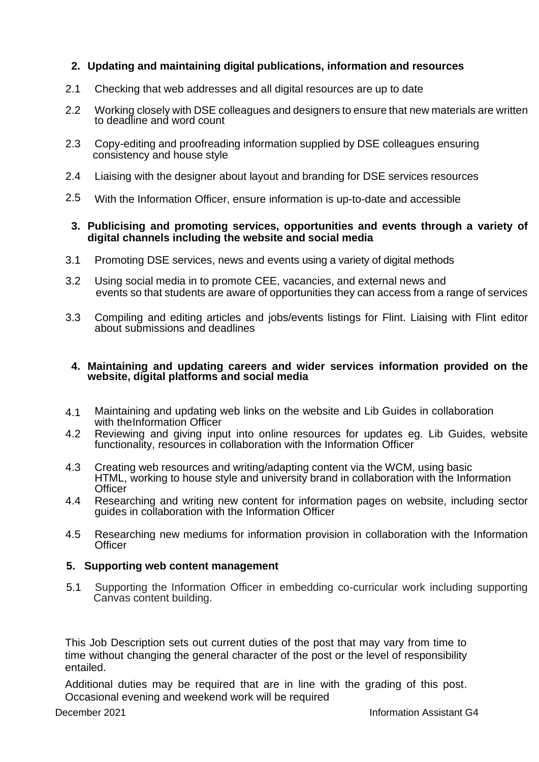**2. Updating and maintaining digital publications, information and resources**

2.1 Checking that web addresses and all digital resources are up to date

2.2 Working closely with DSE colleagues and designers to ensure that new materials are written to deadline and word count

2.3 Copy-editing and proofreading information supplied by DSE colleagues ensuring consistency and house style

2.4 Liaising with the designer about layout and branding for DSE services resources

2.5 With the Information Officer, ensure information is up-to-date and accessible

**3. Publicising and promoting services, opportunities and events through a variety of digital channels including the website and social media**

3.1 Promoting DSE services, news and events using a variety of digital methods

3.2 Using social media in to promote CEE, vacancies, and external news and events so that students are aware of opportunities they can access from a range of services

3.3 Compiling and editing articles and jobs/events listings for Flint. Liaising with Flint editor about submissions and deadlines

**4. Maintaining and updating careers and wider services information provided on the website, digital platforms and social media**

4.1 Maintaining and updating web links on the website and Lib Guides in collaboration with theInformation Officer

4.2 Reviewing and giving input into online resources for updates eg. Lib Guides, website functionality, resources in collaboration with the Information Officer

4.3 Creating web resources and writing/adapting content via the WCM, using basic HTML, working to house style and university brand in collaboration with the Information Officer

4.4 Researching and writing new content for information pages on website, including sector guides in collaboration with the Information Officer

4.5 Researching new mediums for information provision in collaboration with the Information Officer

**5. Supporting web content management**

5.1 Supporting the Information Officer in embedding co-curricular work including supporting Canvas content building.

This Job Description sets out current duties of the post that may vary from time to time without changing the general character of the post or the level of responsibility entailed.

Additional duties may be required that are in line with the grading of this post. Occasional evening and weekend work will be required

December 2021 Information Assistant G4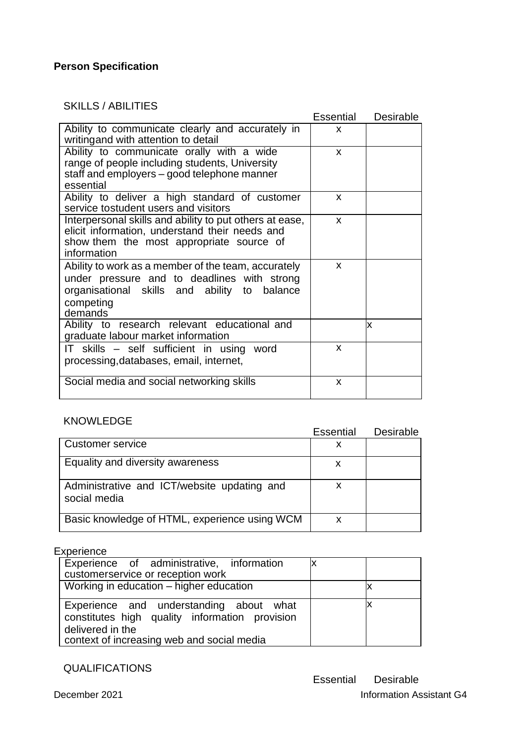**Person Specification**

SKILLS / ABILITIES

| | Essential | Desirable |
|---|---|---|
| Ability to communicate clearly and accurately in writingand with attention to detail | x | |
| Ability to communicate orally with a wide range of people including students, University staff and employers – good telephone manner essential | x | |
| Ability to deliver a high standard of customer service tostudent users and visitors | x | |
| Interpersonal skills and ability to put others at ease, elicit information, understand their needs and show them the most appropriate source of information | x | |
| Ability to work as a member of the team, accurately under pressure and to deadlines with strong organisational skills and ability to balance competing demands | x | |
| Ability to research relevant educational and graduate labour market information | | x |
| IT skills – self sufficient in using word processing,databases, email, internet, | x | |
| Social media and social networking skills | x | |

KNOWLEDGE

| | Essential | Desirable |
|---|---|---|
| Customer service | x | |
| Equality and diversity awareness | x | |
| Administrative and ICT/website updating and social media | x | |
| Basic knowledge of HTML, experience using WCM | x | |

Experience

| | Essential | Desirable |
|---|---|---|
| Experience of administrative, information customerservice or reception work | x | |
| Working in education – higher education | | x |
| Experience and understanding about what constitutes high quality information provision delivered in the context of increasing web and social media | | x |

QUALIFICATIONS

| | Essential | Desirable |
|---|---|---|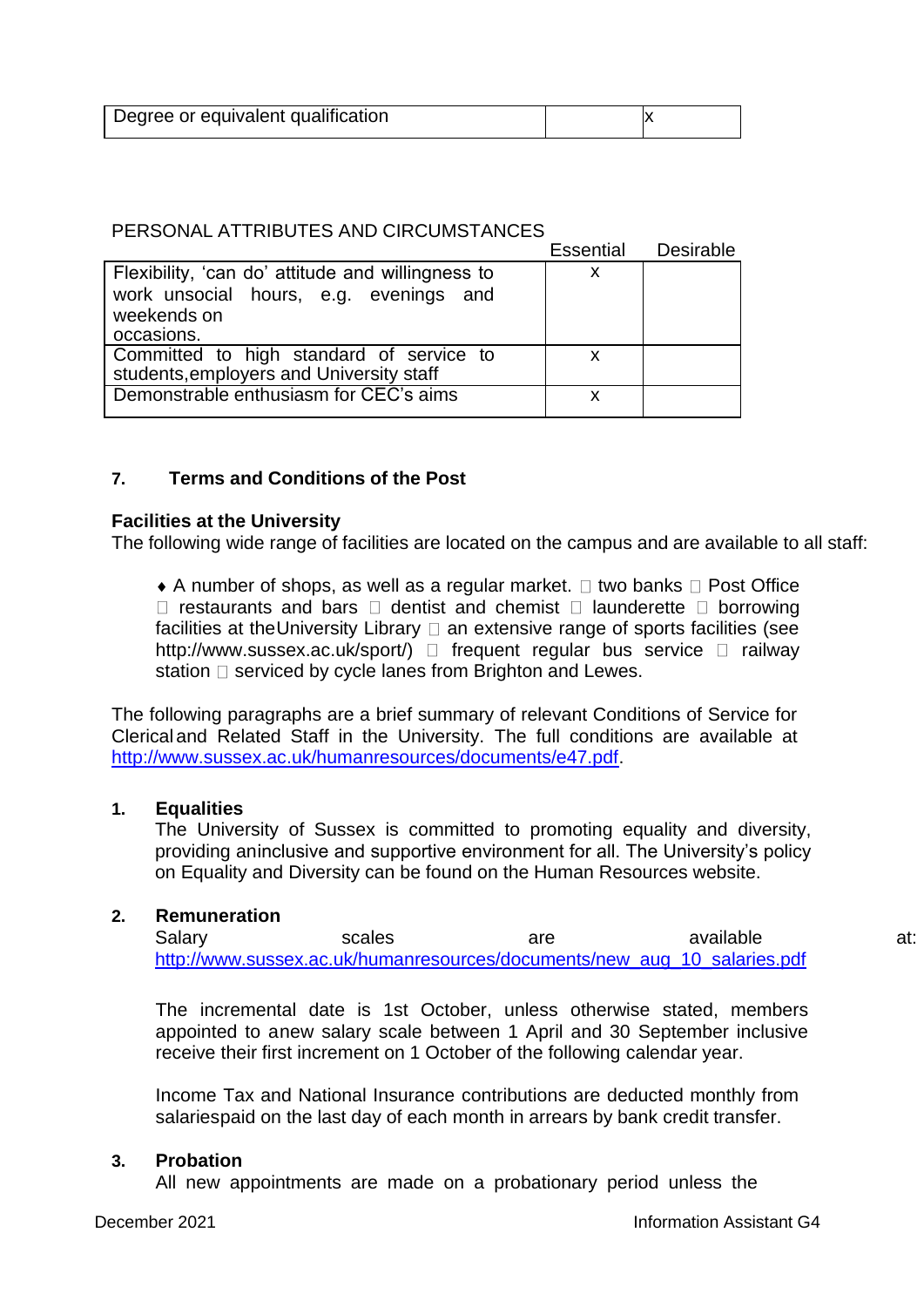| Degree or equivalent qualification | | x |
|---|---|---|

PERSONAL ATTRIBUTES AND CIRCUMSTANCES

| | Essential | Desirable |
|---|---|---|
| Flexibility, 'can do' attitude and willingness to work unsocial hours, e.g. evenings and weekends on occasions. | x | |
| Committed to high standard of service to students, employers and University staff | x | |
| Demonstrable enthusiasm for CEC's aims | x | |

## 7. Terms and Conditions of the Post

**Facilities at the University**

The following wide range of facilities are located on the campus and are available to all staff:

- A number of shops, as well as a regular market.
- two banks
- Post Office
- restaurants and bars
- dentist and chemist
- launderette
- borrowing facilities at the University Library
- an extensive range of sports facilities (see http://www.sussex.ac.uk/sport/)
- frequent regular bus service
- railway station
- serviced by cycle lanes from Brighton and Lewes.

The following paragraphs are a brief summary of relevant Conditions of Service for Clerical and Related Staff in the University. The full conditions are available at http://www.sussex.ac.uk/humanresources/documents/e47.pdf.

**1. Equalities**

The University of Sussex is committed to promoting equality and diversity, providing an inclusive and supportive environment for all. The University's policy on Equality and Diversity can be found on the Human Resources website.

**2. Remuneration**

Salary scales are available at: http://www.sussex.ac.uk/humanresources/documents/new_aug_10_salaries.pdf

The incremental date is 1st October, unless otherwise stated, members appointed to a new salary scale between 1 April and 30 September inclusive receive their first increment on 1 October of the following calendar year.

Income Tax and National Insurance contributions are deducted monthly from salaries paid on the last day of each month in arrears by bank credit transfer.

**3. Probation**

All new appointments are made on a probationary period unless the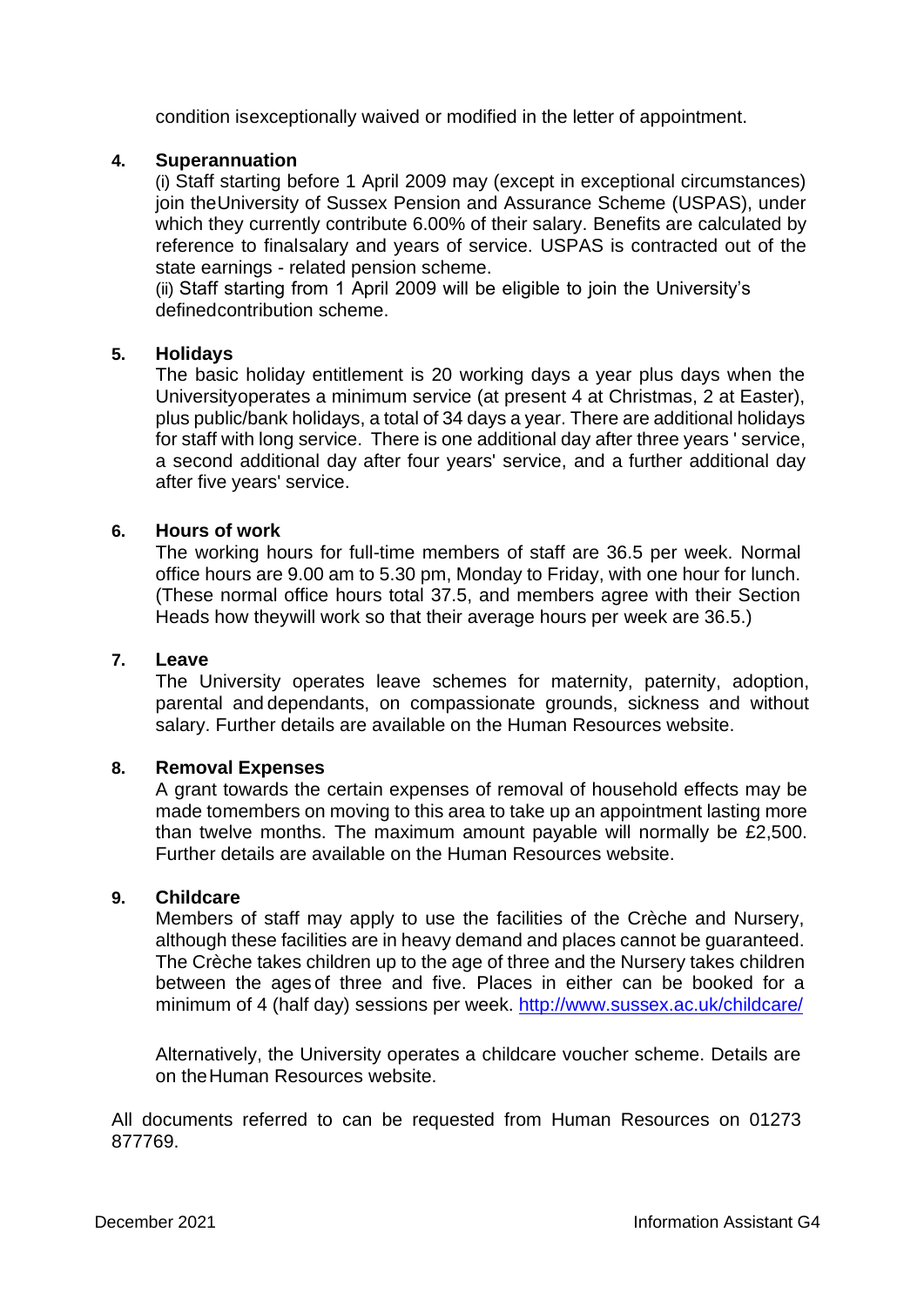condition isexceptionally waived or modified in the letter of appointment.

**4. Superannuation**

(i) Staff starting before 1 April 2009 may (except in exceptional circumstances) join theUniversity of Sussex Pension and Assurance Scheme (USPAS), under which they currently contribute 6.00% of their salary. Benefits are calculated by reference to finalsalary and years of service. USPAS is contracted out of the state earnings - related pension scheme.

(ii) Staff starting from 1 April 2009 will be eligible to join the University's definedcontribution scheme.

**5. Holidays**

The basic holiday entitlement is 20 working days a year plus days when the Universityoperates a minimum service (at present 4 at Christmas, 2 at Easter), plus public/bank holidays, a total of 34 days a year. There are additional holidays for staff with long service. There is one additional day after three years ' service, a second additional day after four years' service, and a further additional day after five years' service.

**6. Hours of work**

The working hours for full-time members of staff are 36.5 per week. Normal office hours are 9.00 am to 5.30 pm, Monday to Friday, with one hour for lunch. (These normal office hours total 37.5, and members agree with their Section Heads how theywill work so that their average hours per week are 36.5.)

**7. Leave**

The University operates leave schemes for maternity, paternity, adoption, parental and dependants, on compassionate grounds, sickness and without salary. Further details are available on the Human Resources website.

**8. Removal Expenses**

A grant towards the certain expenses of removal of household effects may be made tomembers on moving to this area to take up an appointment lasting more than twelve months. The maximum amount payable will normally be £2,500. Further details are available on the Human Resources website.

**9. Childcare**

Members of staff may apply to use the facilities of the Crèche and Nursery, although these facilities are in heavy demand and places cannot be guaranteed. The Crèche takes children up to the age of three and the Nursery takes children between the ages of three and five. Places in either can be booked for a minimum of 4 (half day) sessions per week. http://www.sussex.ac.uk/childcare/

Alternatively, the University operates a childcare voucher scheme. Details are on theHuman Resources website.

All documents referred to can be requested from Human Resources on 01273 877769.

December 2021 Information Assistant G4